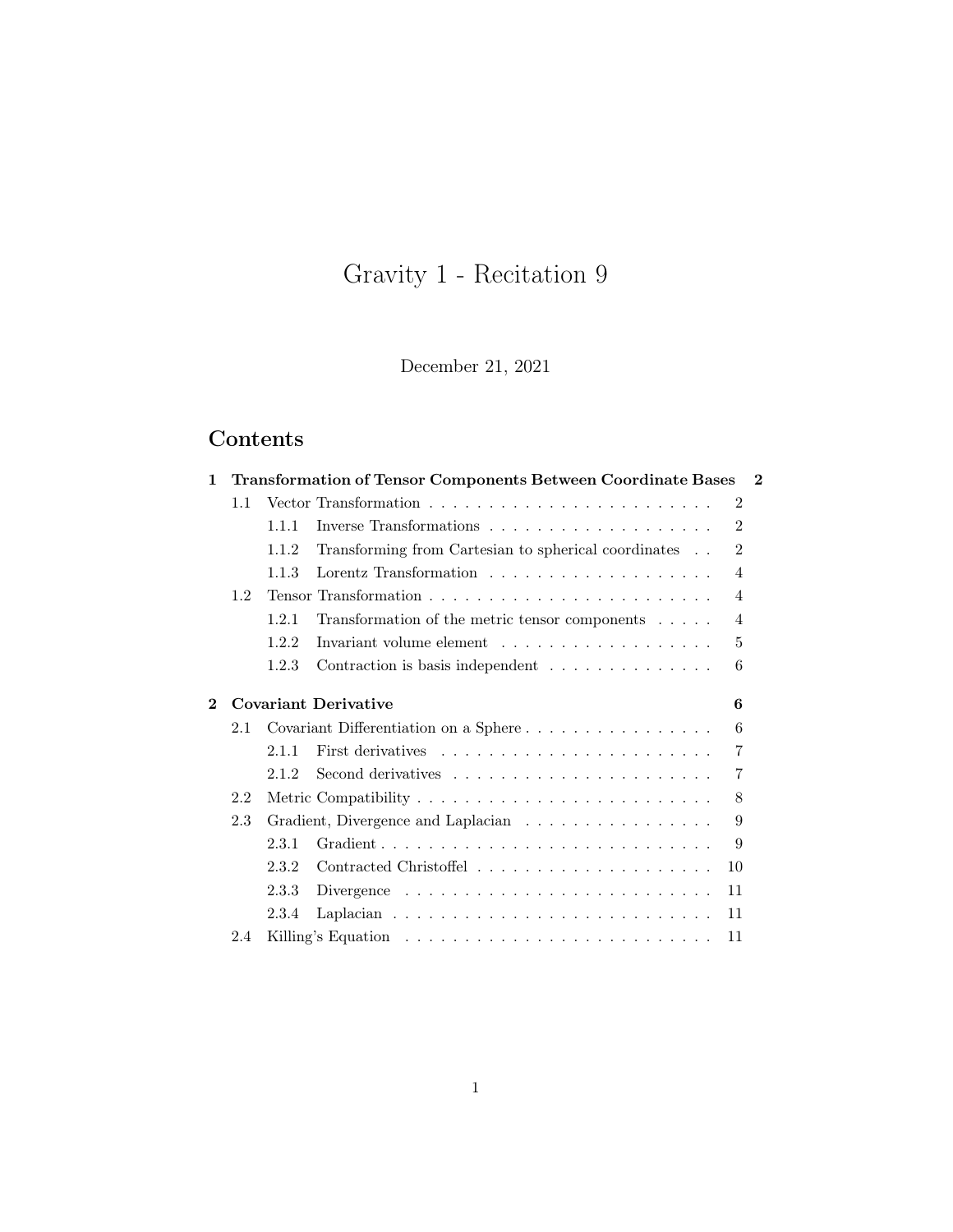# Gravity 1 - Recitation 9

December 21, 2021

## Contents

- **1 Transformation of Tensor Components Between Coordinate Bases** — 2
  - 1.1 Vector Transformation — 2
    - 1.1.1 Inverse Transformations — 2
    - 1.1.2 Transforming from Cartesian to spherical coordinates — 2
    - 1.1.3 Lorentz Transformation — 4
  - 1.2 Tensor Transformation — 4
    - 1.2.1 Transformation of the metric tensor components — 4
    - 1.2.2 Invariant volume element — 5
    - 1.2.3 Contraction is basis independent — 6
- **2 Covariant Derivative** — 6
  - 2.1 Covariant Differentiation on a Sphere — 6
    - 2.1.1 First derivatives — 7
    - 2.1.2 Second derivatives — 7
  - 2.2 Metric Compatibility — 8
  - 2.3 Gradient, Divergence and Laplacian — 9
    - 2.3.1 Gradient — 9
    - 2.3.2 Contracted Christoffel — 10
    - 2.3.3 Divergence — 11
    - 2.3.4 Laplacian — 11
  - 2.4 Killing's Equation — 11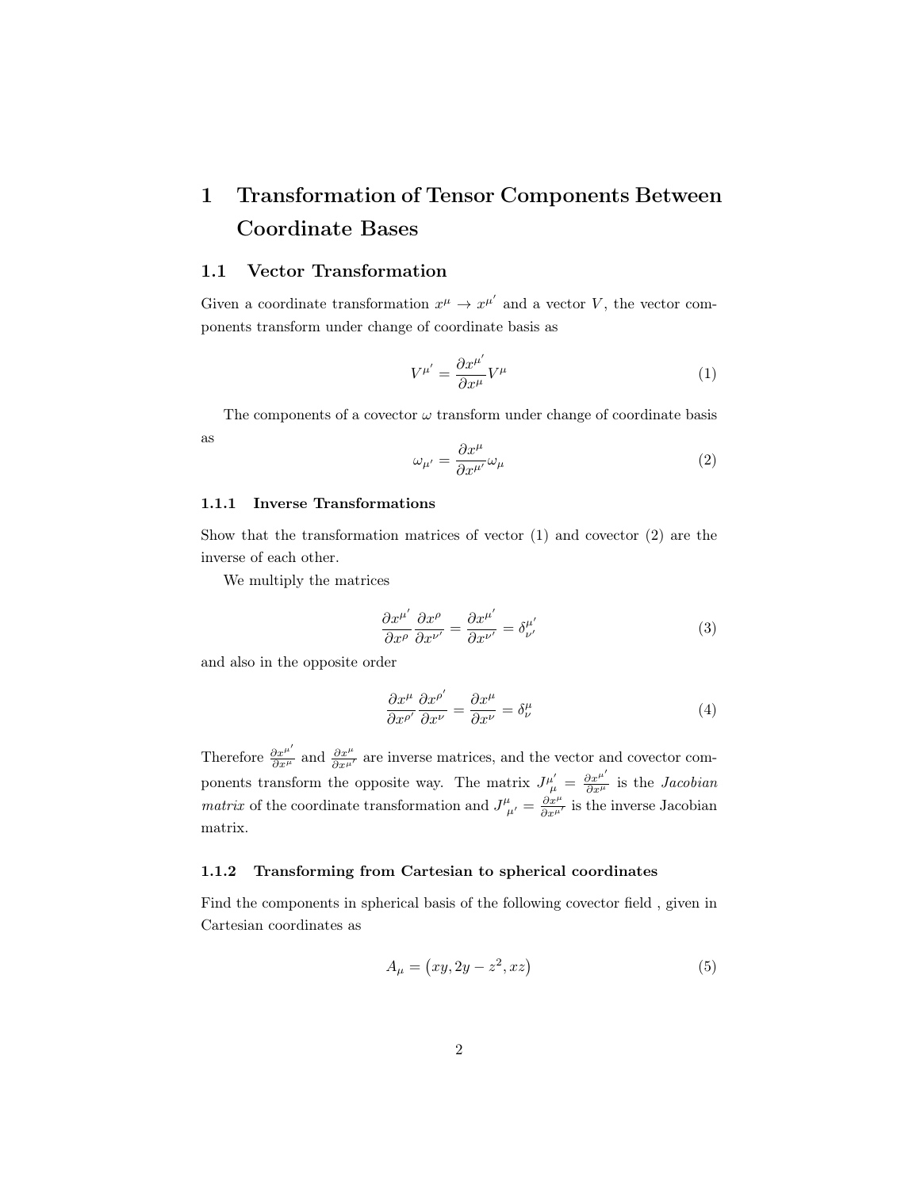# 1 Transformation of Tensor Components Between Coordinate Bases

## 1.1 Vector Transformation

Given a coordinate transformation $x^\mu \to x^{\mu'}$ and a vector $V$, the vector components transform under change of coordinate basis as

$$V^{\mu'} = \frac{\partial x^{\mu'}}{\partial x^\mu} V^\mu \tag{1}$$

The components of a covector $\omega$ transform under change of coordinate basis as

$$\omega_{\mu'} = \frac{\partial x^\mu}{\partial x^{\mu'}} \omega_\mu \tag{2}$$

### 1.1.1 Inverse Transformations

Show that the transformation matrices of vector (1) and covector (2) are the inverse of each other.

We multiply the matrices

$$\frac{\partial x^{\mu'}}{\partial x^\rho} \frac{\partial x^\rho}{\partial x^{\nu'}} = \frac{\partial x^{\mu'}}{\partial x^{\nu'}} = \delta^{\mu'}_{\nu'} \tag{3}$$

and also in the opposite order

$$\frac{\partial x^\mu}{\partial x^{\rho'}} \frac{\partial x^{\rho'}}{\partial x^\nu} = \frac{\partial x^\mu}{\partial x^\nu} = \delta^\mu_\nu \tag{4}$$

Therefore $\frac{\partial x^{\mu'}}{\partial x^\mu}$ and $\frac{\partial x^\mu}{\partial x^{\mu'}}$ are inverse matrices, and the vector and covector components transform the opposite way. The matrix $J^{\mu'}_{\ \mu} = \frac{\partial x^{\mu'}}{\partial x^\mu}$ is the *Jacobian matrix* of the coordinate transformation and $J^\mu_{\ \mu'} = \frac{\partial x^\mu}{\partial x^{\mu'}}$ is the inverse Jacobian matrix.

### 1.1.2 Transforming from Cartesian to spherical coordinates

Find the components in spherical basis of the following covector field , given in Cartesian coordinates as

$$A_\mu = \left(xy, 2y - z^2, xz\right) \tag{5}$$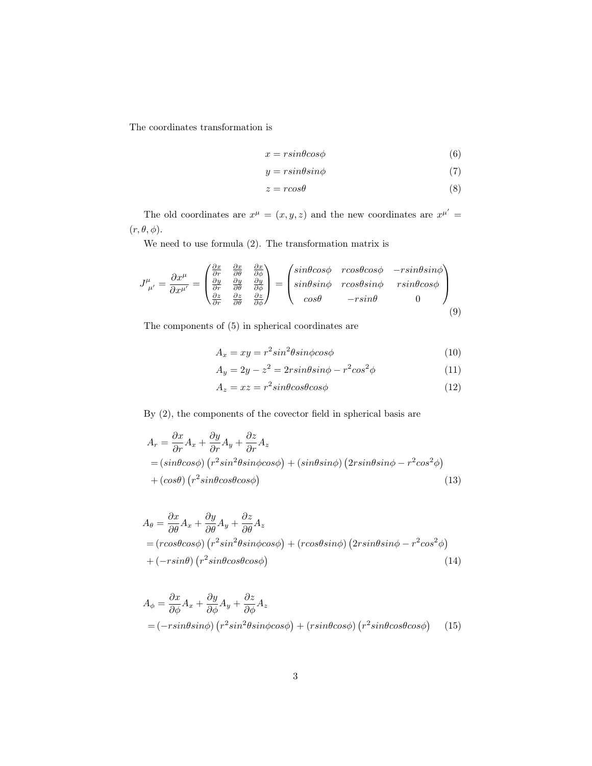The coordinates transformation is

$$x = rsin\theta cos\phi \tag{6}$$

$$y = rsin\theta sin\phi \tag{7}$$

$$z = rcos\theta \tag{8}$$

The old coordinates are $x^{\mu} = (x, y, z)$ and the new coordinates are $x^{\mu'} = (r, \theta, \phi)$.

We need to use formula (2). The transformation matrix is

$$J^{\mu}_{\ \mu'} = \frac{\partial x^{\mu}}{\partial x^{\mu'}} = \begin{pmatrix} \frac{\partial x}{\partial r} & \frac{\partial x}{\partial \theta} & \frac{\partial x}{\partial \phi} \\ \frac{\partial y}{\partial r} & \frac{\partial y}{\partial \theta} & \frac{\partial y}{\partial \phi} \\ \frac{\partial z}{\partial r} & \frac{\partial z}{\partial \theta} & \frac{\partial z}{\partial \phi} \end{pmatrix} = \begin{pmatrix} sin\theta cos\phi & rcos\theta cos\phi & -rsin\theta sin\phi \\ sin\theta sin\phi & rcos\theta sin\phi & rsin\theta cos\phi \\ cos\theta & -rsin\theta & 0 \end{pmatrix} \tag{9}$$

The components of (5) in spherical coordinates are

$$A_x = xy = r^2 sin^2\theta sin\phi cos\phi \tag{10}$$

$$A_y = 2y - z^2 = 2rsin\theta sin\phi - r^2 cos^2\phi \tag{11}$$

$$A_z = xz = r^2 sin\theta cos\theta cos\phi \tag{12}$$

By (2), the components of the covector field in spherical basis are

$$\begin{aligned} A_r &= \frac{\partial x}{\partial r} A_x + \frac{\partial y}{\partial r} A_y + \frac{\partial z}{\partial r} A_z \\ &= (sin\theta cos\phi)\left(r^2 sin^2\theta sin\phi cos\phi\right) + (sin\theta sin\phi)\left(2rsin\theta sin\phi - r^2 cos^2\phi\right) \\ &+ (cos\theta)\left(r^2 sin\theta cos\theta cos\phi\right) \end{aligned} \tag{13}$$

$$\begin{aligned} A_\theta &= \frac{\partial x}{\partial \theta} A_x + \frac{\partial y}{\partial \theta} A_y + \frac{\partial z}{\partial \theta} A_z \\ &= (rcos\theta cos\phi)\left(r^2 sin^2\theta sin\phi cos\phi\right) + (rcos\theta sin\phi)\left(2rsin\theta sin\phi - r^2 cos^2\phi\right) \\ &+ (-rsin\theta)\left(r^2 sin\theta cos\theta cos\phi\right) \end{aligned} \tag{14}$$

$$\begin{aligned} A_\phi &= \frac{\partial x}{\partial \phi} A_x + \frac{\partial y}{\partial \phi} A_y + \frac{\partial z}{\partial \phi} A_z \\ &= (-rsin\theta sin\phi)\left(r^2 sin^2\theta sin\phi cos\phi\right) + (rsin\theta cos\phi)\left(r^2 sin\theta cos\theta cos\phi\right) \end{aligned} \tag{15}$$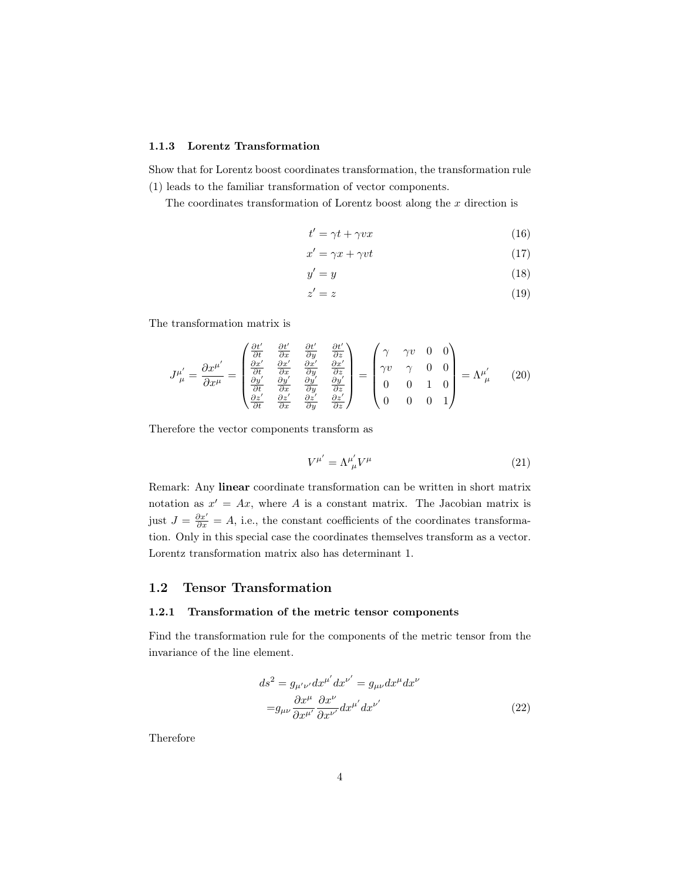### 1.1.3 Lorentz Transformation

Show that for Lorentz boost coordinates transformation, the transformation rule (1) leads to the familiar transformation of vector components.

The coordinates transformation of Lorentz boost along the $x$ direction is

$$t' = \gamma t + \gamma v x \tag{16}$$

$$x' = \gamma x + \gamma v t \tag{17}$$

$$y' = y \tag{18}$$

$$z' = z \tag{19}$$

The transformation matrix is

$$J^{\mu'}_{\ \mu} = \frac{\partial x^{\mu'}}{\partial x^{\mu}} = \begin{pmatrix} \frac{\partial t'}{\partial t} & \frac{\partial t'}{\partial x} & \frac{\partial t'}{\partial y} & \frac{\partial t'}{\partial z} \\ \frac{\partial x'}{\partial t} & \frac{\partial x'}{\partial x} & \frac{\partial x'}{\partial y} & \frac{\partial x'}{\partial z} \\ \frac{\partial y'}{\partial t} & \frac{\partial y'}{\partial x} & \frac{\partial y'}{\partial y} & \frac{\partial y'}{\partial z} \\ \frac{\partial z'}{\partial t} & \frac{\partial z'}{\partial x} & \frac{\partial z'}{\partial y} & \frac{\partial z'}{\partial z} \end{pmatrix} = \begin{pmatrix} \gamma & \gamma v & 0 & 0 \\ \gamma v & \gamma & 0 & 0 \\ 0 & 0 & 1 & 0 \\ 0 & 0 & 0 & 1 \end{pmatrix} = \Lambda^{\mu'}_{\ \mu} \tag{20}$$

Therefore the vector components transform as

$$V^{\mu'} = \Lambda^{\mu'}_{\ \mu} V^{\mu} \tag{21}$$

Remark: Any **linear** coordinate transformation can be written in short matrix notation as $x' = Ax$, where $A$ is a constant matrix. The Jacobian matrix is just $J = \frac{\partial x'}{\partial x} = A$, i.e., the constant coefficients of the coordinates transformation. Only in this special case the coordinates themselves transform as a vector. Lorentz transformation matrix also has determinant 1.

## 1.2 Tensor Transformation

### 1.2.1 Transformation of the metric tensor components

Find the transformation rule for the components of the metric tensor from the invariance of the line element.

$$\begin{aligned} ds^2 = g_{\mu'\nu'} dx^{\mu'} dx^{\nu'} &= g_{\mu\nu} dx^{\mu} dx^{\nu} \\ = g_{\mu\nu} \frac{\partial x^{\mu}}{\partial x^{\mu'}} \frac{\partial x^{\nu}}{\partial x^{\nu'}} dx^{\mu'} dx^{\nu'} \end{aligned} \tag{22}$$

Therefore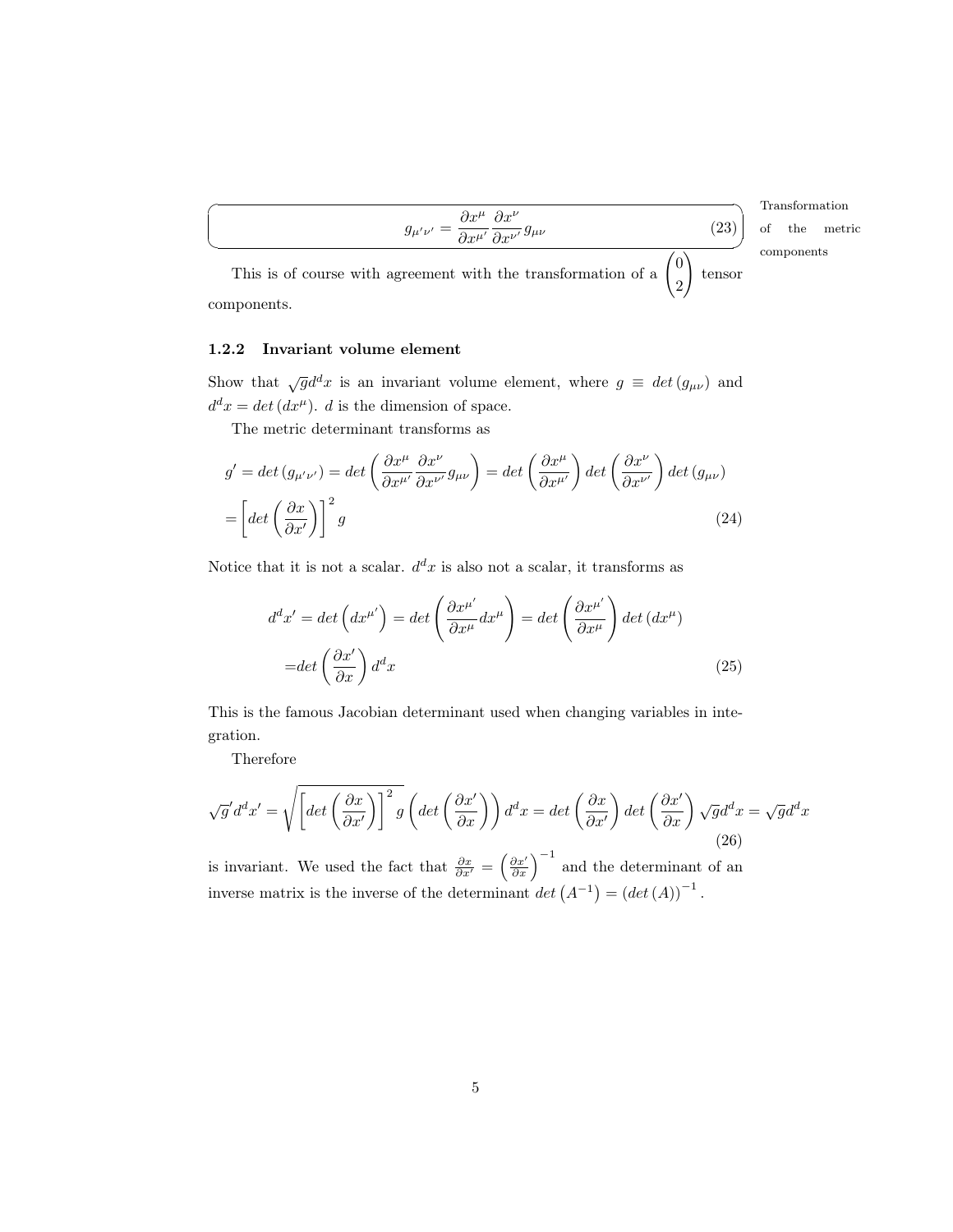$$g_{\mu'\nu'} = \frac{\partial x^\mu}{\partial x^{\mu'}} \frac{\partial x^\nu}{\partial x^{\nu'}} g_{\mu\nu} \tag{23}$$

Transformation of the metric components

This is of course with agreement with the transformation of a $\begin{pmatrix} 0 \\ 2 \end{pmatrix}$ tensor components.

### 1.2.2 Invariant volume element

Show that $\sqrt{g}d^d x$ is an invariant volume element, where $g \equiv det\left(g_{\mu\nu}\right)$ and $d^d x = det\left(dx^\mu\right)$. $d$ is the dimension of space.

The metric determinant transforms as

$$\begin{aligned}
g' &= det\left(g_{\mu'\nu'}\right) = det\left(\frac{\partial x^\mu}{\partial x^{\mu'}} \frac{\partial x^\nu}{\partial x^{\nu'}} g_{\mu\nu}\right) = det\left(\frac{\partial x^\mu}{\partial x^{\mu'}}\right) det\left(\frac{\partial x^\nu}{\partial x^{\nu'}}\right) det\left(g_{\mu\nu}\right) \\
&= \left[det\left(\frac{\partial x}{\partial x'}\right)\right]^2 g
\end{aligned} \tag{24}$$

Notice that it is not a scalar. $d^d x$ is also not a scalar, it transforms as

$$\begin{aligned}
d^d x' &= det\left(dx^{\mu'}\right) = det\left(\frac{\partial x^{\mu'}}{\partial x^\mu} dx^\mu\right) = det\left(\frac{\partial x^{\mu'}}{\partial x^\mu}\right) det\left(dx^\mu\right) \\
&= det\left(\frac{\partial x'}{\partial x}\right) d^d x
\end{aligned} \tag{25}$$

This is the famous Jacobian determinant used when changing variables in integration.

Therefore

$$\sqrt{g}' d^d x' = \sqrt{\left[det\left(\frac{\partial x}{\partial x'}\right)\right]^2 g} \left(det\left(\frac{\partial x'}{\partial x}\right)\right) d^d x = det\left(\frac{\partial x}{\partial x'}\right) det\left(\frac{\partial x'}{\partial x}\right) \sqrt{g} d^d x = \sqrt{g} d^d x \tag{26}$$

is invariant. We used the fact that $\frac{\partial x}{\partial x'} = \left(\frac{\partial x'}{\partial x}\right)^{-1}$ and the determinant of an inverse matrix is the inverse of the determinant $det\left(A^{-1}\right) = \left(det\left(A\right)\right)^{-1}$.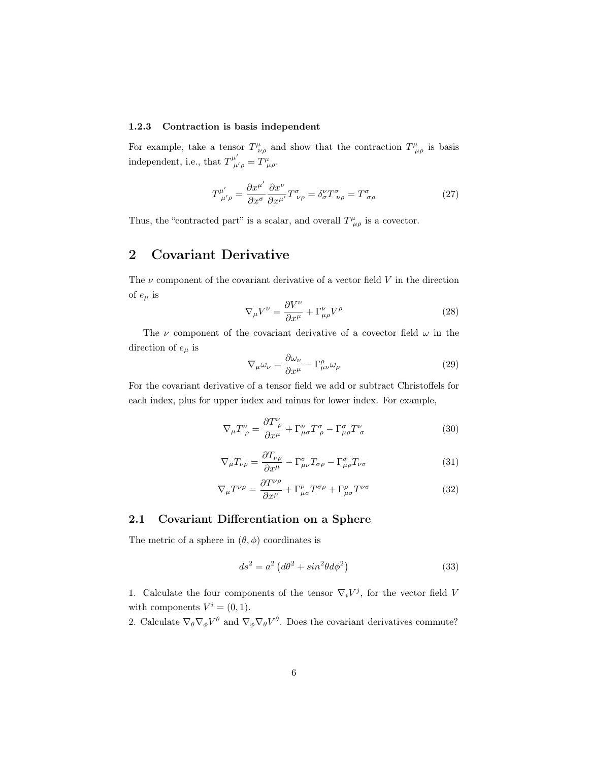### 1.2.3 Contraction is basis independent

For example, take a tensor $T^{\mu}{}_{\nu\rho}$ and show that the contraction $T^{\mu}{}_{\mu\rho}$ is basis independent, i.e., that $T^{\mu'}{}_{\mu'\rho} = T^{\mu}{}_{\mu\rho}$.

$$T^{\mu'}{}_{\mu'\rho} = \frac{\partial x^{\mu'}}{\partial x^{\sigma}} \frac{\partial x^{\nu}}{\partial x^{\mu'}} T^{\sigma}{}_{\nu\rho} = \delta^{\nu}_{\sigma} T^{\sigma}{}_{\nu\rho} = T^{\sigma}{}_{\sigma\rho} \tag{27}$$

Thus, the "contracted part" is a scalar, and overall $T^{\mu}{}_{\mu\rho}$ is a covector.

## 2 Covariant Derivative

The $\nu$ component of the covariant derivative of a vector field $V$ in the direction of $e_{\mu}$ is

$$\nabla_{\mu} V^{\nu} = \frac{\partial V^{\nu}}{\partial x^{\mu}} + \Gamma^{\nu}_{\mu\rho} V^{\rho} \tag{28}$$

The $\nu$ component of the covariant derivative of a covector field $\omega$ in the direction of $e_{\mu}$ is

$$\nabla_{\mu} \omega_{\nu} = \frac{\partial \omega_{\nu}}{\partial x^{\mu}} - \Gamma^{\rho}_{\mu\nu} \omega_{\rho} \tag{29}$$

For the covariant derivative of a tensor field we add or subtract Christoffels for each index, plus for upper index and minus for lower index. For example,

$$\nabla_{\mu} T^{\nu}{}_{\rho} = \frac{\partial T^{\nu}{}_{\rho}}{\partial x^{\mu}} + \Gamma^{\nu}_{\mu\sigma} T^{\sigma}{}_{\rho} - \Gamma^{\sigma}_{\mu\rho} T^{\nu}{}_{\sigma} \tag{30}$$

$$\nabla_{\mu} T_{\nu\rho} = \frac{\partial T_{\nu\rho}}{\partial x^{\mu}} - \Gamma^{\sigma}_{\mu\nu} T_{\sigma\rho} - \Gamma^{\sigma}_{\mu\rho} T_{\nu\sigma} \tag{31}$$

$$\nabla_{\mu} T^{\nu\rho} = \frac{\partial T^{\nu\rho}}{\partial x^{\mu}} + \Gamma^{\nu}_{\mu\sigma} T^{\sigma\rho} + \Gamma^{\rho}_{\mu\sigma} T^{\nu\sigma} \tag{32}$$

### 2.1 Covariant Differentiation on a Sphere

The metric of a sphere in $(\theta, \phi)$ coordinates is

$$ds^2 = a^2 \left( d\theta^2 + sin^2\theta d\phi^2 \right) \tag{33}$$

1. Calculate the four components of the tensor $\nabla_i V^j$, for the vector field $V$ with components $V^i = (0, 1)$.
2. Calculate $\nabla_{\theta} \nabla_{\phi} V^{\theta}$ and $\nabla_{\phi} \nabla_{\theta} V^{\theta}$. Does the covariant derivatives commute?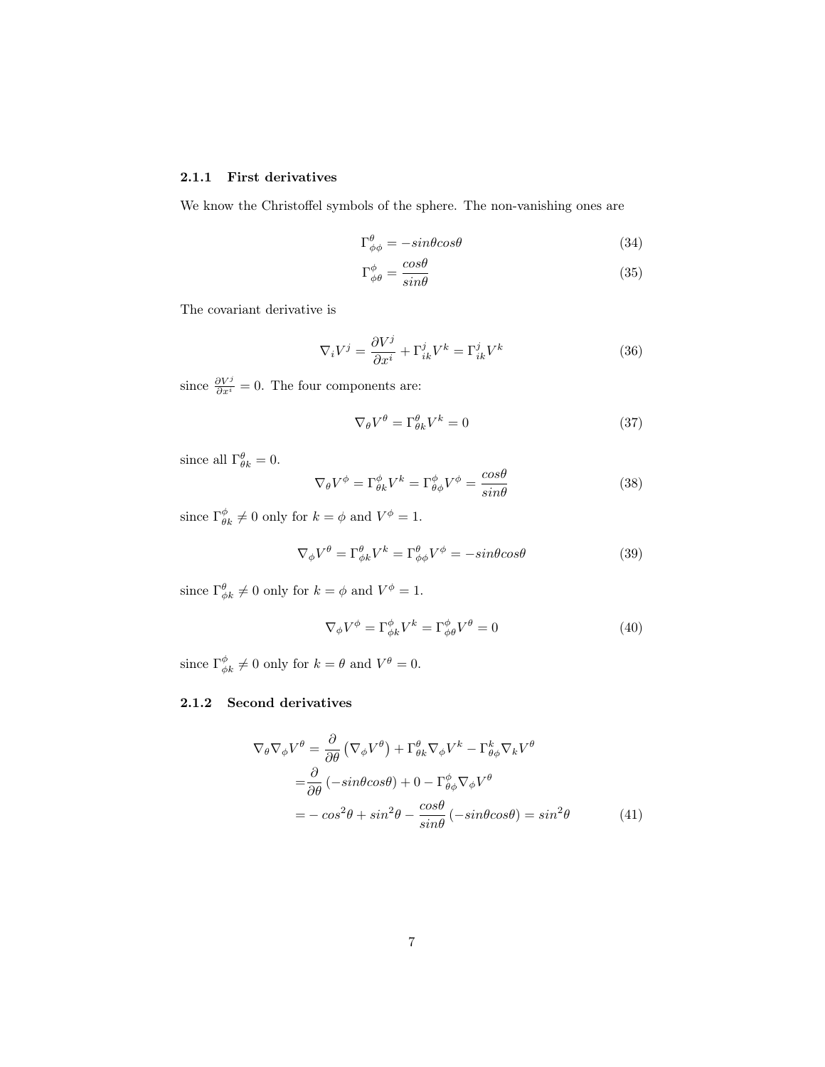#### 2.1.1 First derivatives

We know the Christoffel symbols of the sphere. The non-vanishing ones are

$$\Gamma^{\theta}_{\phi\phi} = -sin\theta cos\theta \tag{34}$$

$$\Gamma^{\phi}_{\phi\theta} = \frac{cos\theta}{sin\theta} \tag{35}$$

The covariant derivative is

$$\nabla_i V^j = \frac{\partial V^j}{\partial x^i} + \Gamma^j_{ik} V^k = \Gamma^j_{ik} V^k \tag{36}$$

since $\frac{\partial V^j}{\partial x^i} = 0$. The four components are:

$$\nabla_\theta V^\theta = \Gamma^\theta_{\theta k} V^k = 0 \tag{37}$$

since all $\Gamma^\theta_{\theta k} = 0$.

$$\nabla_\theta V^\phi = \Gamma^\phi_{\theta k} V^k = \Gamma^\phi_{\theta\phi} V^\phi = \frac{cos\theta}{sin\theta} \tag{38}$$

since $\Gamma^\phi_{\theta k} \neq 0$ only for $k = \phi$ and $V^\phi = 1$.

$$\nabla_\phi V^\theta = \Gamma^\theta_{\phi k} V^k = \Gamma^\theta_{\phi\phi} V^\phi = -sin\theta cos\theta \tag{39}$$

since $\Gamma^\theta_{\phi k} \neq 0$ only for $k = \phi$ and $V^\phi = 1$.

$$\nabla_\phi V^\phi = \Gamma^\phi_{\phi k} V^k = \Gamma^\phi_{\phi\theta} V^\theta = 0 \tag{40}$$

since $\Gamma^\phi_{\phi k} \neq 0$ only for $k = \theta$ and $V^\theta = 0$.

#### 2.1.2 Second derivatives

$$
\begin{aligned}
\nabla_\theta \nabla_\phi V^\theta &= \frac{\partial}{\partial \theta}\left(\nabla_\phi V^\theta\right) + \Gamma^\theta_{\theta k} \nabla_\phi V^k - \Gamma^k_{\theta\phi} \nabla_k V^\theta \\
&= \frac{\partial}{\partial \theta}\left(-sin\theta cos\theta\right) + 0 - \Gamma^\phi_{\theta\phi} \nabla_\phi V^\theta \\
&= -cos^2\theta + sin^2\theta - \frac{cos\theta}{sin\theta}\left(-sin\theta cos\theta\right) = sin^2\theta
\end{aligned} \tag{41}
$$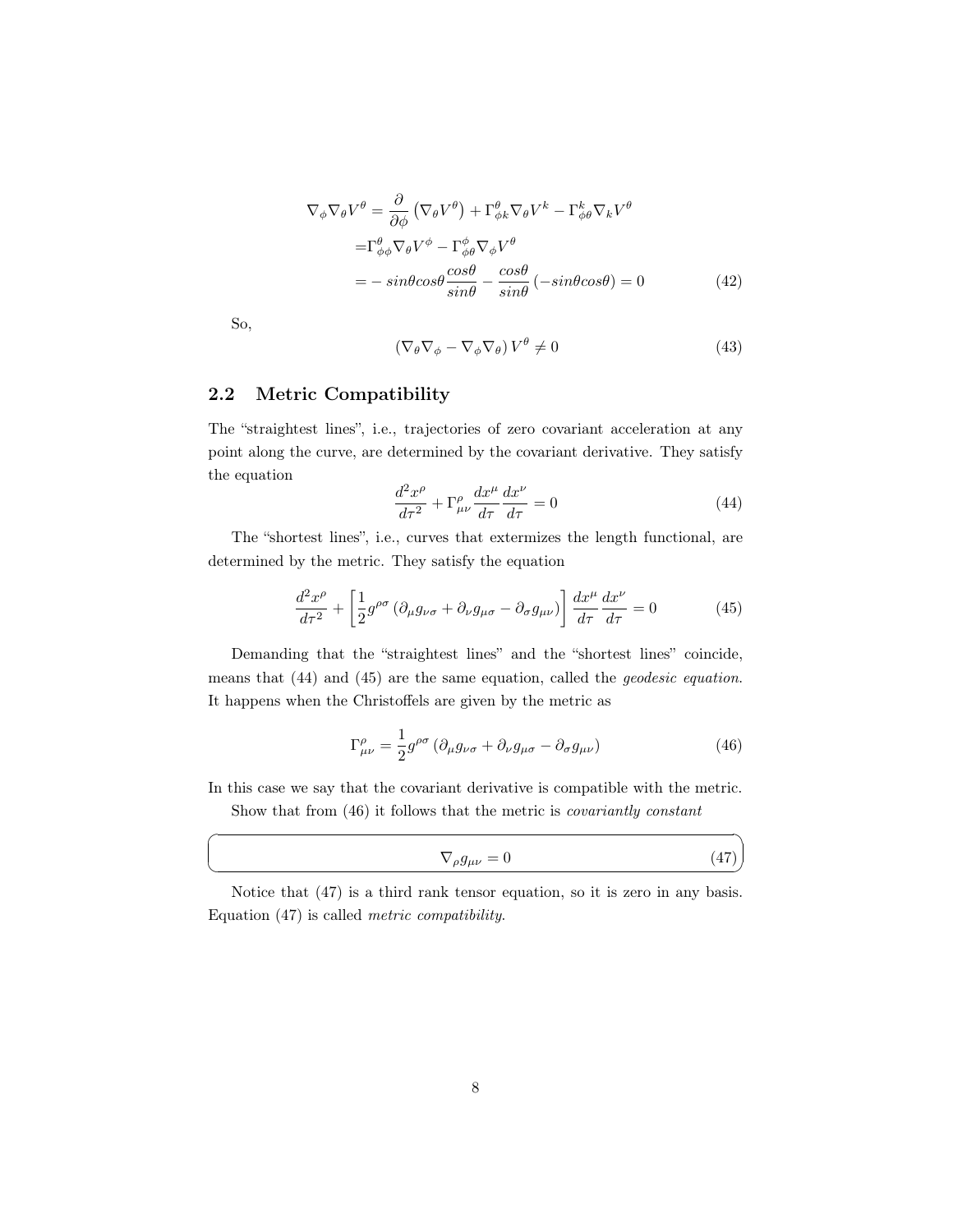$$
\begin{aligned}
\nabla_\phi \nabla_\theta V^\theta = & \frac{\partial}{\partial \phi}\left(\nabla_\theta V^\theta\right) + \Gamma^\theta_{\phi k} \nabla_\theta V^k - \Gamma^k_{\phi\theta} \nabla_k V^\theta \\
= & \Gamma^\theta_{\phi\phi} \nabla_\theta V^\phi - \Gamma^\phi_{\phi\theta} \nabla_\phi V^\theta \\
= & -sin\theta cos\theta \frac{cos\theta}{sin\theta} - \frac{cos\theta}{sin\theta}\left(-sin\theta cos\theta\right) = 0
\end{aligned} \tag{42}
$$

So,

$$
\left(\nabla_\theta \nabla_\phi - \nabla_\phi \nabla_\theta\right) V^\theta \neq 0 \tag{43}
$$

## 2.2 Metric Compatibility

The "straightest lines", i.e., trajectories of zero covariant acceleration at any point along the curve, are determined by the covariant derivative. They satisfy the equation

$$
\frac{d^2 x^\rho}{d\tau^2} + \Gamma^\rho_{\mu\nu} \frac{dx^\mu}{d\tau} \frac{dx^\nu}{d\tau} = 0 \tag{44}
$$

The "shortest lines", i.e., curves that extermizes the length functional, are determined by the metric. They satisfy the equation

$$
\frac{d^2 x^\rho}{d\tau^2} + \left[\frac{1}{2} g^{\rho\sigma}\left(\partial_\mu g_{\nu\sigma} + \partial_\nu g_{\mu\sigma} - \partial_\sigma g_{\mu\nu}\right)\right] \frac{dx^\mu}{d\tau} \frac{dx^\nu}{d\tau} = 0 \tag{45}
$$

Demanding that the "straightest lines" and the "shortest lines" coincide, means that (44) and (45) are the same equation, called the *geodesic equation*. It happens when the Christoffels are given by the metric as

$$
\Gamma^\rho_{\mu\nu} = \frac{1}{2} g^{\rho\sigma}\left(\partial_\mu g_{\nu\sigma} + \partial_\nu g_{\mu\sigma} - \partial_\sigma g_{\mu\nu}\right) \tag{46}
$$

In this case we say that the covariant derivative is compatible with the metric.

Show that from (46) it follows that the metric is *covariantly constant*

$$
\nabla_\rho g_{\mu\nu} = 0 \tag{47}
$$

Notice that (47) is a third rank tensor equation, so it is zero in any basis. Equation (47) is called *metric compatibility*.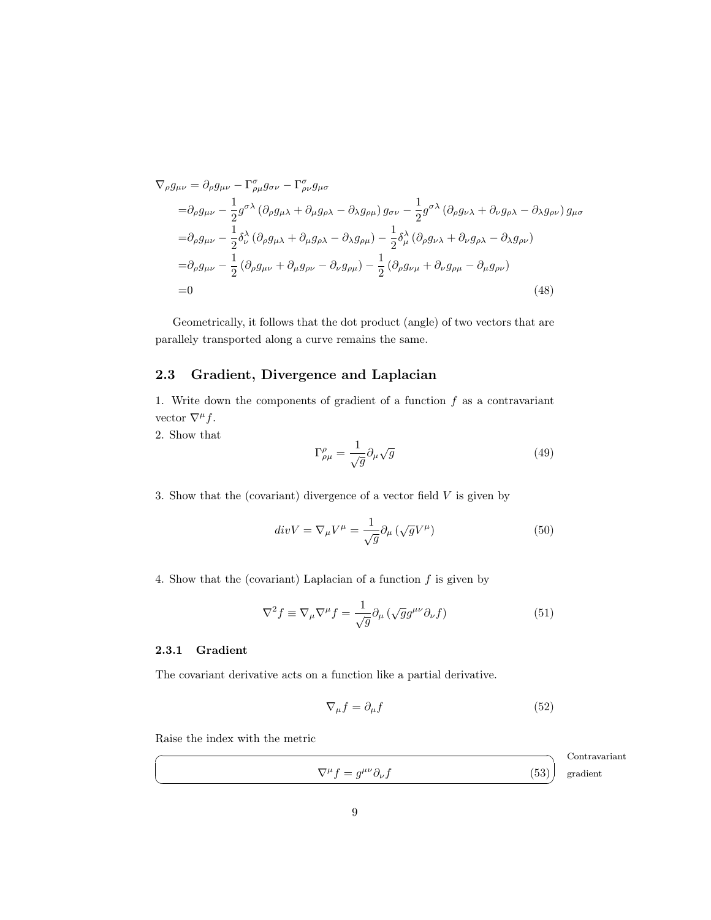$$
\begin{aligned}
\nabla_\rho g_{\mu\nu} &= \partial_\rho g_{\mu\nu} - \Gamma^\sigma_{\rho\mu} g_{\sigma\nu} - \Gamma^\sigma_{\rho\nu} g_{\mu\sigma} \\
&= \partial_\rho g_{\mu\nu} - \frac{1}{2} g^{\sigma\lambda} \left( \partial_\rho g_{\mu\lambda} + \partial_\mu g_{\rho\lambda} - \partial_\lambda g_{\rho\mu} \right) g_{\sigma\nu} - \frac{1}{2} g^{\sigma\lambda} \left( \partial_\rho g_{\nu\lambda} + \partial_\nu g_{\rho\lambda} - \partial_\lambda g_{\rho\nu} \right) g_{\mu\sigma} \\
&= \partial_\rho g_{\mu\nu} - \frac{1}{2} \delta^\lambda_\nu \left( \partial_\rho g_{\mu\lambda} + \partial_\mu g_{\rho\lambda} - \partial_\lambda g_{\rho\mu} \right) - \frac{1}{2} \delta^\lambda_\mu \left( \partial_\rho g_{\nu\lambda} + \partial_\nu g_{\rho\lambda} - \partial_\lambda g_{\rho\nu} \right) \\
&= \partial_\rho g_{\mu\nu} - \frac{1}{2} \left( \partial_\rho g_{\mu\nu} + \partial_\mu g_{\rho\nu} - \partial_\nu g_{\rho\mu} \right) - \frac{1}{2} \left( \partial_\rho g_{\nu\mu} + \partial_\nu g_{\rho\mu} - \partial_\mu g_{\rho\nu} \right) \\
&= 0
\end{aligned}
\tag{48}
$$

Geometrically, it follows that the dot product (angle) of two vectors that are parallely transported along a curve remains the same.

## 2.3 Gradient, Divergence and Laplacian

1. Write down the components of gradient of a function $f$ as a contravariant vector $\nabla^\mu f$.
2. Show that

$$
\Gamma^\rho_{\rho\mu} = \frac{1}{\sqrt{g}} \partial_\mu \sqrt{g} \tag{49}
$$

3. Show that the (covariant) divergence of a vector field $V$ is given by

$$
div V = \nabla_\mu V^\mu = \frac{1}{\sqrt{g}} \partial_\mu \left( \sqrt{g} V^\mu \right) \tag{50}
$$

4. Show that the (covariant) Laplacian of a function $f$ is given by

$$
\nabla^2 f \equiv \nabla_\mu \nabla^\mu f = \frac{1}{\sqrt{g}} \partial_\mu \left( \sqrt{g} g^{\mu\nu} \partial_\nu f \right) \tag{51}
$$

### 2.3.1 Gradient

The covariant derivative acts on a function like a partial derivative.

$$
\nabla_\mu f = \partial_\mu f \tag{52}
$$

Raise the index with the metric

$$
\nabla^\mu f = g^{\mu\nu} \partial_\nu f \tag{53}
$$

Contravariant gradient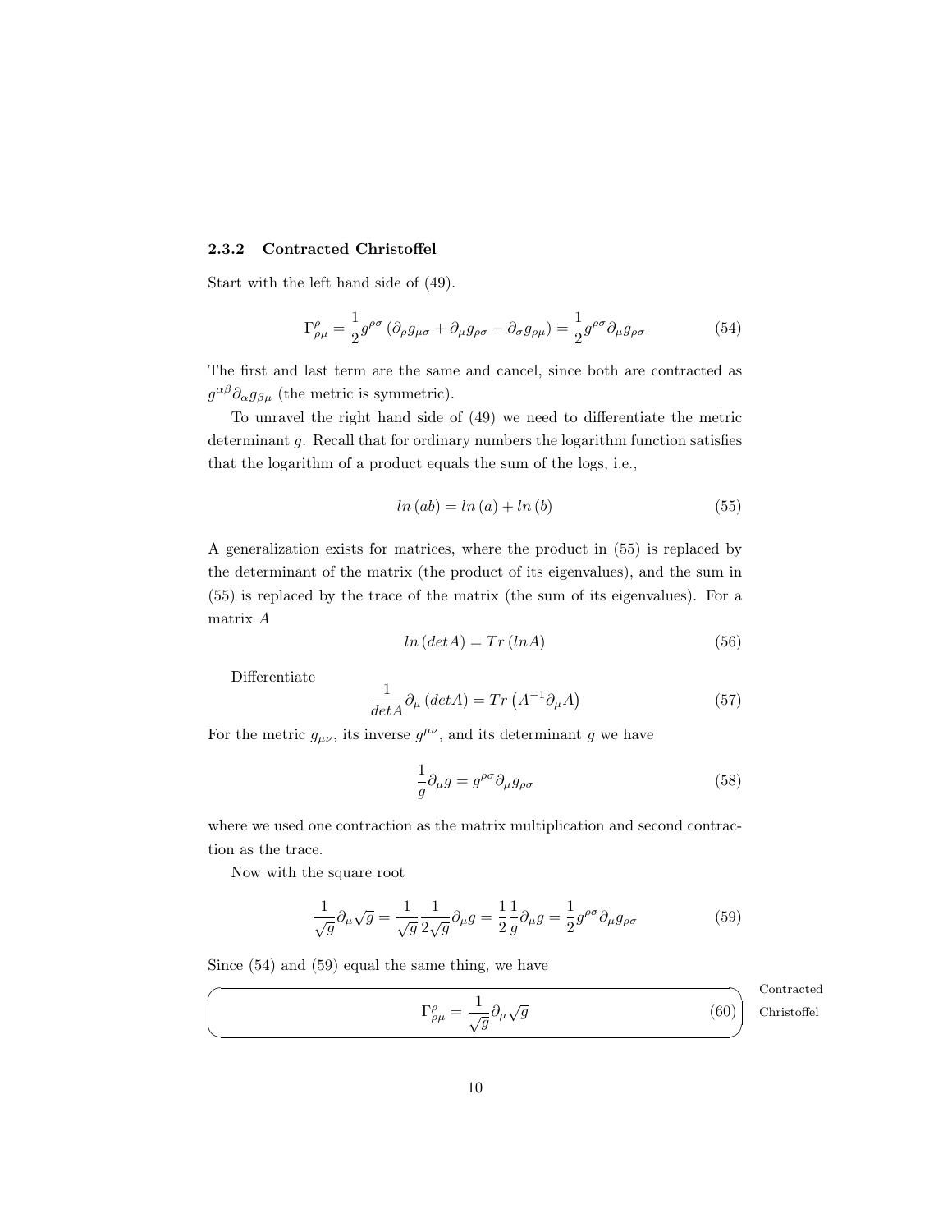### 2.3.2 Contracted Christoffel

Start with the left hand side of (49).

$$\Gamma^{\rho}_{\rho\mu} = \frac{1}{2} g^{\rho\sigma} \left( \partial_{\rho} g_{\mu\sigma} + \partial_{\mu} g_{\rho\sigma} - \partial_{\sigma} g_{\rho\mu} \right) = \frac{1}{2} g^{\rho\sigma} \partial_{\mu} g_{\rho\sigma} \tag{54}$$

The first and last term are the same and cancel, since both are contracted as $g^{\alpha\beta}\partial_{\alpha} g_{\beta\mu}$ (the metric is symmetric).

To unravel the right hand side of (49) we need to differentiate the metric determinant $g$. Recall that for ordinary numbers the logarithm function satisfies that the logarithm of a product equals the sum of the logs, i.e.,

$$ln\,(ab) = ln\,(a) + ln\,(b) \tag{55}$$

A generalization exists for matrices, where the product in (55) is replaced by the determinant of the matrix (the product of its eigenvalues), and the sum in (55) is replaced by the trace of the matrix (the sum of its eigenvalues). For a matrix $A$

$$ln\,(detA) = Tr\,(lnA) \tag{56}$$

Differentiate

$$\frac{1}{detA} \partial_{\mu}\,(detA) = Tr\left(A^{-1} \partial_{\mu} A\right) \tag{57}$$

For the metric $g_{\mu\nu}$, its inverse $g^{\mu\nu}$, and its determinant $g$ we have

$$\frac{1}{g} \partial_{\mu} g = g^{\rho\sigma} \partial_{\mu} g_{\rho\sigma} \tag{58}$$

where we used one contraction as the matrix multiplication and second contraction as the trace.

Now with the square root

$$\frac{1}{\sqrt{g}} \partial_{\mu} \sqrt{g} = \frac{1}{\sqrt{g}} \frac{1}{2\sqrt{g}} \partial_{\mu} g = \frac{1}{2} \frac{1}{g} \partial_{\mu} g = \frac{1}{2} g^{\rho\sigma} \partial_{\mu} g_{\rho\sigma} \tag{59}$$

Since (54) and (59) equal the same thing, we have

$$\Gamma^{\rho}_{\rho\mu} = \frac{1}{\sqrt{g}} \partial_{\mu} \sqrt{g} \tag{60}$$

Contracted Christoffel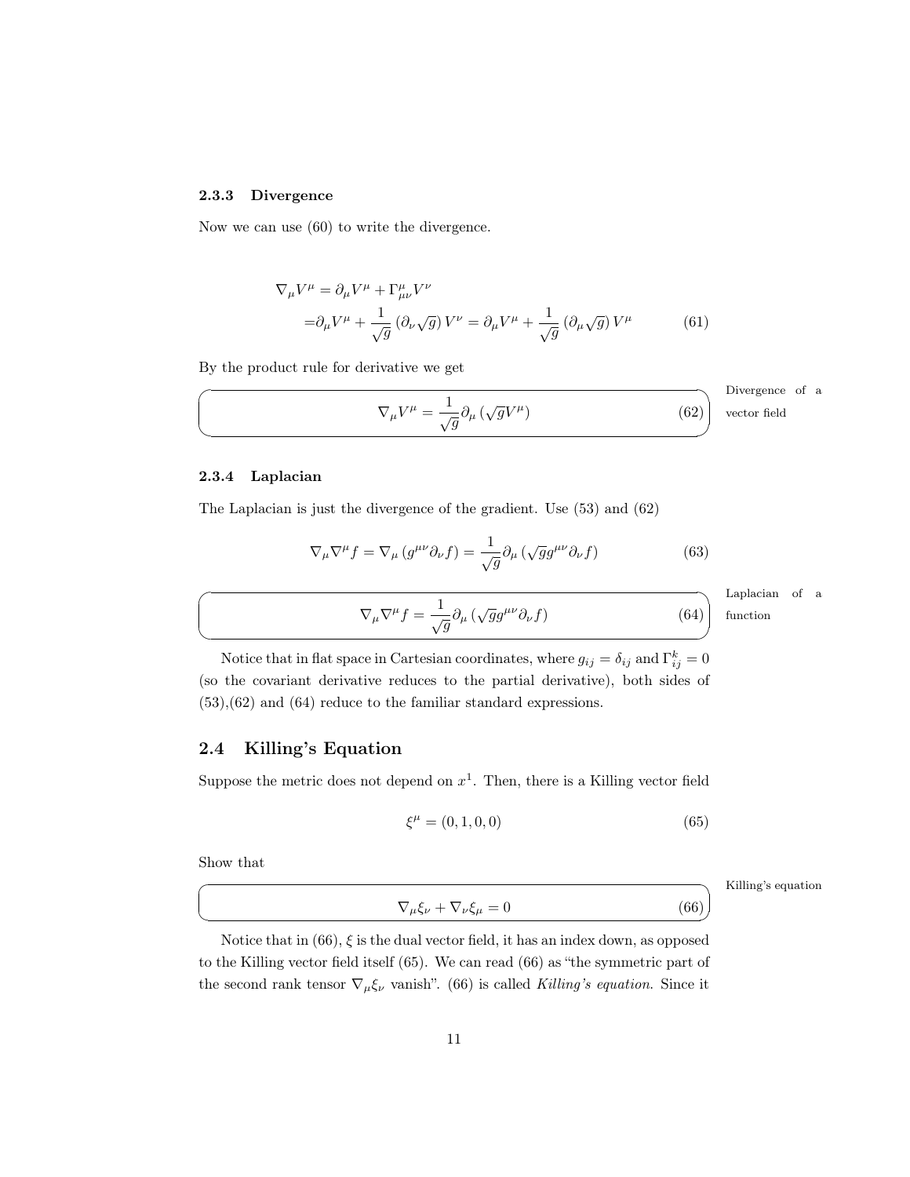### 2.3.3 Divergence

Now we can use (60) to write the divergence.

$$
\begin{aligned}
\nabla_\mu V^\mu &= \partial_\mu V^\mu + \Gamma^\mu_{\mu\nu} V^\nu \\
&= \partial_\mu V^\mu + \frac{1}{\sqrt{g}} \left(\partial_\nu \sqrt{g}\right) V^\nu = \partial_\mu V^\mu + \frac{1}{\sqrt{g}} \left(\partial_\mu \sqrt{g}\right) V^\mu
\end{aligned}
\tag{61}
$$

By the product rule for derivative we get

$$
\nabla_\mu V^\mu = \frac{1}{\sqrt{g}} \partial_\mu \left(\sqrt{g} V^\mu\right) \tag{62}
$$

Divergence of a vector field

### 2.3.4 Laplacian

The Laplacian is just the divergence of the gradient. Use (53) and (62)

$$
\nabla_\mu \nabla^\mu f = \nabla_\mu \left(g^{\mu\nu} \partial_\nu f\right) = \frac{1}{\sqrt{g}} \partial_\mu \left(\sqrt{g} g^{\mu\nu} \partial_\nu f\right) \tag{63}
$$

$$
\nabla_\mu \nabla^\mu f = \frac{1}{\sqrt{g}} \partial_\mu \left(\sqrt{g} g^{\mu\nu} \partial_\nu f\right) \tag{64}
$$

Laplacian of a function

Notice that in flat space in Cartesian coordinates, where $g_{ij} = \delta_{ij}$ and $\Gamma^k_{ij} = 0$ (so the covariant derivative reduces to the partial derivative), both sides of (53),(62) and (64) reduce to the familiar standard expressions.

## 2.4 Killing's Equation

Suppose the metric does not depend on $x^1$. Then, there is a Killing vector field

$$
\xi^\mu = (0, 1, 0, 0) \tag{65}
$$

Show that

$$
\nabla_\mu \xi_\nu + \nabla_\nu \xi_\mu = 0 \tag{66}
$$

Killing's equation

Notice that in (66), $\xi$ is the dual vector field, it has an index down, as opposed to the Killing vector field itself (65). We can read (66) as "the symmetric part of the second rank tensor $\nabla_\mu \xi_\nu$ vanish". (66) is called *Killing's equation*. Since it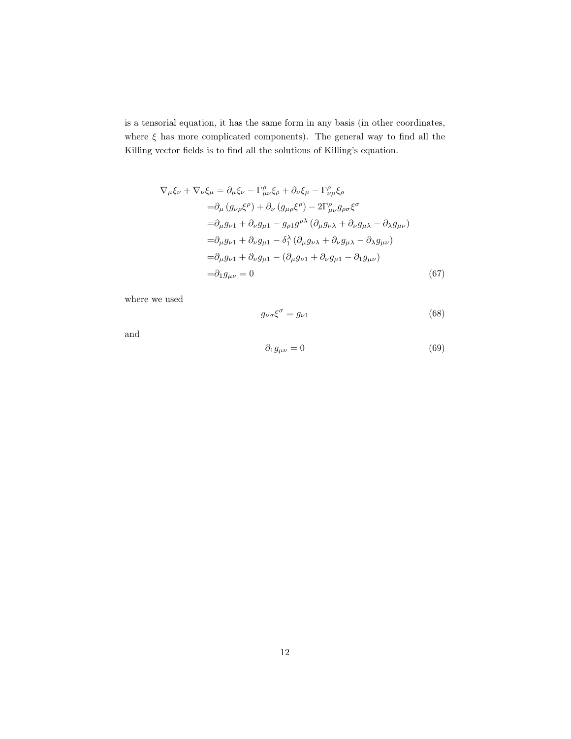is a tensorial equation, it has the same form in any basis (in other coordinates, where $\xi$ has more complicated components). The general way to find all the Killing vector fields is to find all the solutions of Killing's equation.

$$
\begin{aligned}
\nabla_\mu \xi_\nu + \nabla_\nu \xi_\mu = & \partial_\mu \xi_\nu - \Gamma^\rho_{\mu\nu}\xi_\rho + \partial_\nu \xi_\mu - \Gamma^\rho_{\nu\mu}\xi_\rho \\
= & \partial_\mu \left(g_{\nu\rho}\xi^\rho\right) + \partial_\nu \left(g_{\mu\rho}\xi^\rho\right) - 2\Gamma^\rho_{\mu\nu} g_{\rho\sigma}\xi^\sigma \\
= & \partial_\mu g_{\nu 1} + \partial_\nu g_{\mu 1} - g_{\rho 1} g^{\rho\lambda}\left(\partial_\mu g_{\nu\lambda} + \partial_\nu g_{\mu\lambda} - \partial_\lambda g_{\mu\nu}\right) \\
= & \partial_\mu g_{\nu 1} + \partial_\nu g_{\mu 1} - \delta^\lambda_1 \left(\partial_\mu g_{\nu\lambda} + \partial_\nu g_{\mu\lambda} - \partial_\lambda g_{\mu\nu}\right) \\
= & \partial_\mu g_{\nu 1} + \partial_\nu g_{\mu 1} - \left(\partial_\mu g_{\nu 1} + \partial_\nu g_{\mu 1} - \partial_1 g_{\mu\nu}\right) \\
= & \partial_1 g_{\mu\nu} = 0
\end{aligned} \tag{67}
$$

where we used

$$
g_{\nu\sigma}\xi^\sigma = g_{\nu 1} \tag{68}
$$

and

$$
\partial_1 g_{\mu\nu} = 0 \tag{69}
$$